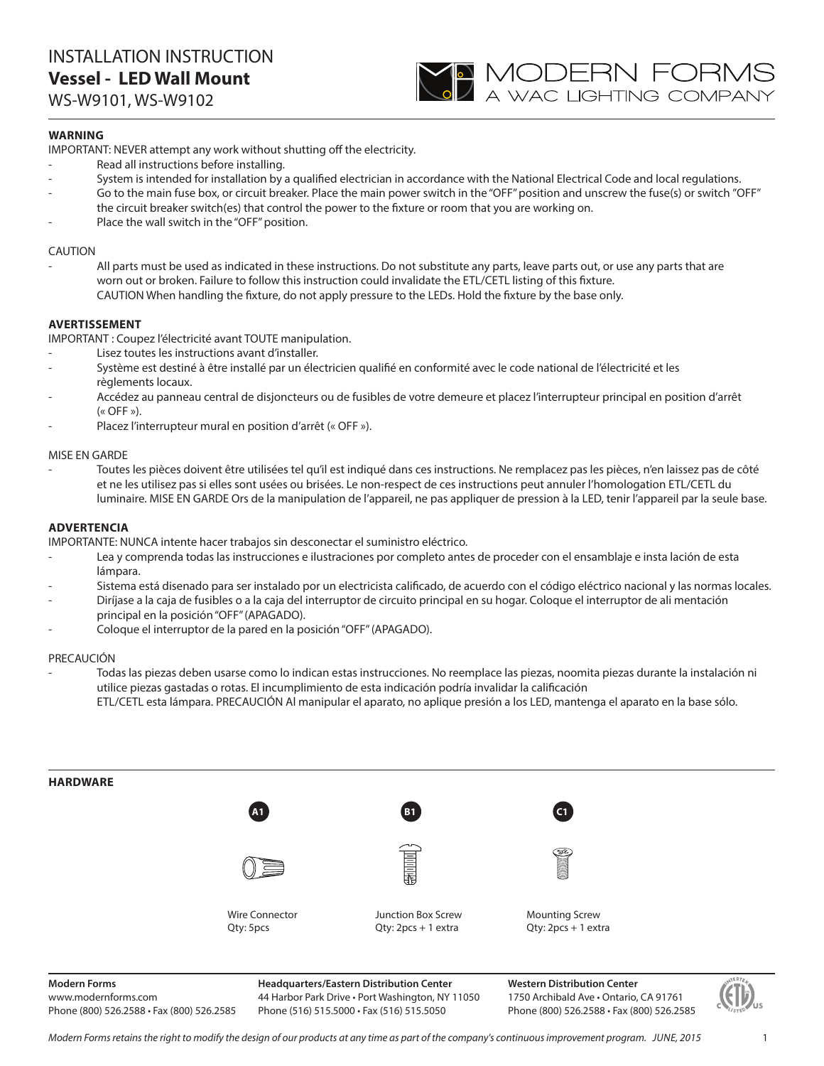# INSTALLATION INSTRUCTION

## Vessel - LED Wall Mount

WS-W9101, WS-W9102

MODERN FORMS
A WAC LIGHTING COMPANY

### WARNING

IMPORTANT: NEVER attempt any work without shutting off the electricity.

- Read all instructions before installing.
- System is intended for installation by a qualified electrician in accordance with the National Electrical Code and local regulations.
- Go to the main fuse box, or circuit breaker. Place the main power switch in the "OFF" position and unscrew the fuse(s) or switch "OFF" the circuit breaker switch(es) that control the power to the fixture or room that you are working on.
- Place the wall switch in the "OFF" position.

CAUTION

- All parts must be used as indicated in these instructions. Do not substitute any parts, leave parts out, or use any parts that are worn out or broken. Failure to follow this instruction could invalidate the ETL/CETL listing of this fixture.
  CAUTION When handling the fixture, do not apply pressure to the LEDs. Hold the fixture by the base only.

### AVERTISSEMENT

IMPORTANT : Coupez l'électricité avant TOUTE manipulation.

- Lisez toutes les instructions avant d'installer.
- Système est destiné à être installé par un électricien qualifié en conformité avec le code national de l'électricité et les règlements locaux.
- Accédez au panneau central de disjoncteurs ou de fusibles de votre demeure et placez l'interrupteur principal en position d'arrêt (« OFF »).
- Placez l'interrupteur mural en position d'arrêt (« OFF »).

MISE EN GARDE

- Toutes les pièces doivent être utilisées tel qu'il est indiqué dans ces instructions. Ne remplacez pas les pièces, n'en laissez pas de côté et ne les utilisez pas si elles sont usées ou brisées. Le non-respect de ces instructions peut annuler l'homologation ETL/CETL du luminaire. MISE EN GARDE Ors de la manipulation de l'appareil, ne pas appliquer de pression à la LED, tenir l'appareil par la seule base.

### ADVERTENCIA

IMPORTANTE: NUNCA intente hacer trabajos sin desconectar el suministro eléctrico.

- Lea y comprenda todas las instrucciones e ilustraciones por completo antes de proceder con el ensamblaje e insta lación de esta lámpara.
- Sistema está disenado para ser instalado por un electricista calificado, de acuerdo con el código eléctrico nacional y las normas locales.
- Diríjase a la caja de fusibles o a la caja del interruptor de circuito principal en su hogar. Coloque el interruptor de ali mentación principal en la posición "OFF" (APAGADO).
- Coloque el interruptor de la pared en la posición "OFF" (APAGADO).

PRECAUCIÓN

- Todas las piezas deben usarse como lo indican estas instrucciones. No reemplace las piezas, noomita piezas durante la instalación ni utilice piezas gastadas o rotas. El incumplimiento de esta indicación podría invalidar la calificación
  ETL/CETL esta lámpara. PRECAUCIÓN Al manipular el aparato, no aplique presión a los LED, mantenga el aparato en la base sólo.

### HARDWARE

| A1 | B1 | C1 |
|---|---|---|
| Wire Connector<br>Qty: 5pcs | Junction Box Screw<br>Qty: 2pcs + 1 extra | Mounting Screw<br>Qty: 2pcs + 1 extra |

**Modern Forms**
www.modernforms.com
Phone (800) 526.2588 • Fax (800) 526.2585

**Headquarters/Eastern Distribution Center**
44 Harbor Park Drive • Port Washington, NY 11050
Phone (516) 515.5000 • Fax (516) 515.5050

**Western Distribution Center**
1750 Archibald Ave • Ontario, CA 91761
Phone (800) 526.2588 • Fax (800) 526.2585

*Modern Forms retains the right to modify the design of our products at any time as part of the company's continuous improvement program. JUNE, 2015*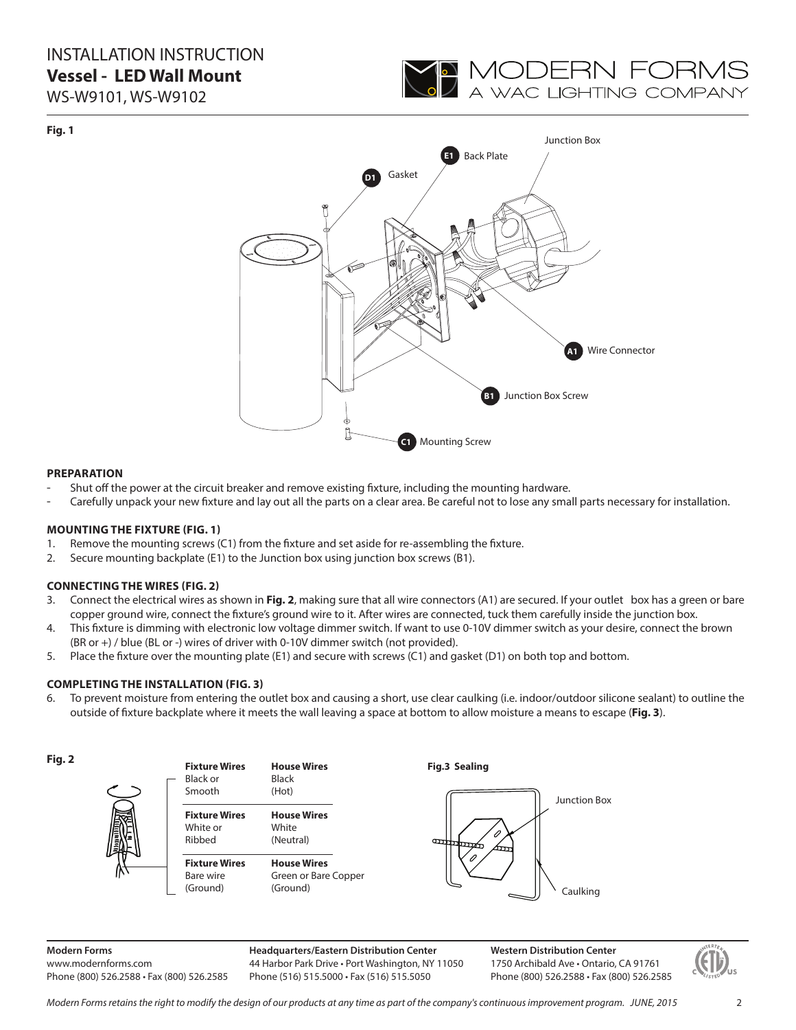# INSTALLATION INSTRUCTION

## Vessel - LED Wall Mount

WS-W9101, WS-W9102

MODERN FORMS
A WAC LIGHTING COMPANY

**Fig. 1**

Junction Box
E1 Back Plate
D1 Gasket
A1 Wire Connector
B1 Junction Box Screw
C1 Mounting Screw

### PREPARATION

- Shut off the power at the circuit breaker and remove existing fixture, including the mounting hardware.
- Carefully unpack your new fixture and lay out all the parts on a clear area. Be careful not to lose any small parts necessary for installation.

### MOUNTING THE FIXTURE (FIG. 1)

1. Remove the mounting screws (C1) from the fixture and set aside for re-assembling the fixture.
2. Secure mounting backplate (E1) to the Junction box using junction box screws (B1).

### CONNECTING THE WIRES (FIG. 2)

3. Connect the electrical wires as shown in **Fig. 2**, making sure that all wire connectors (A1) are secured. If your outlet box has a green or bare copper ground wire, connect the fixture's ground wire to it. After wires are connected, tuck them carefully inside the junction box.
4. This fixture is dimming with electronic low voltage dimmer switch. If want to use 0-10V dimmer switch as your desire, connect the brown (BR or +) / blue (BL or -) wires of driver with 0-10V dimmer switch (not provided).
5. Place the fixture over the mounting plate (E1) and secure with screws (C1) and gasket (D1) on both top and bottom.

### COMPLETING THE INSTALLATION (FIG. 3)

6. To prevent moisture from entering the outlet box and causing a short, use clear caulking (i.e. indoor/outdoor silicone sealant) to outline the outside of fixture backplate where it meets the wall leaving a space at bottom to allow moisture a means to escape (**Fig. 3**).

**Fig. 2**

| Fixture Wires | House Wires |
|---|---|
| Black or Smooth | Black (Hot) |
| White or Ribbed | White (Neutral) |
| Bare wire (Ground) | Green or Bare Copper (Ground) |

**Fig.3 Sealing**

Junction Box
Caulking

**Modern Forms**
www.modernforms.com
Phone (800) 526.2588 • Fax (800) 526.2585

**Headquarters/Eastern Distribution Center**
44 Harbor Park Drive • Port Washington, NY 11050
Phone (516) 515.5000 • Fax (516) 515.5050

**Western Distribution Center**
1750 Archibald Ave • Ontario, CA 91761
Phone (800) 526.2588 • Fax (800) 526.2585

*Modern Forms retains the right to modify the design of our products at any time as part of the company's continuous improvement program. JUNE, 2015*